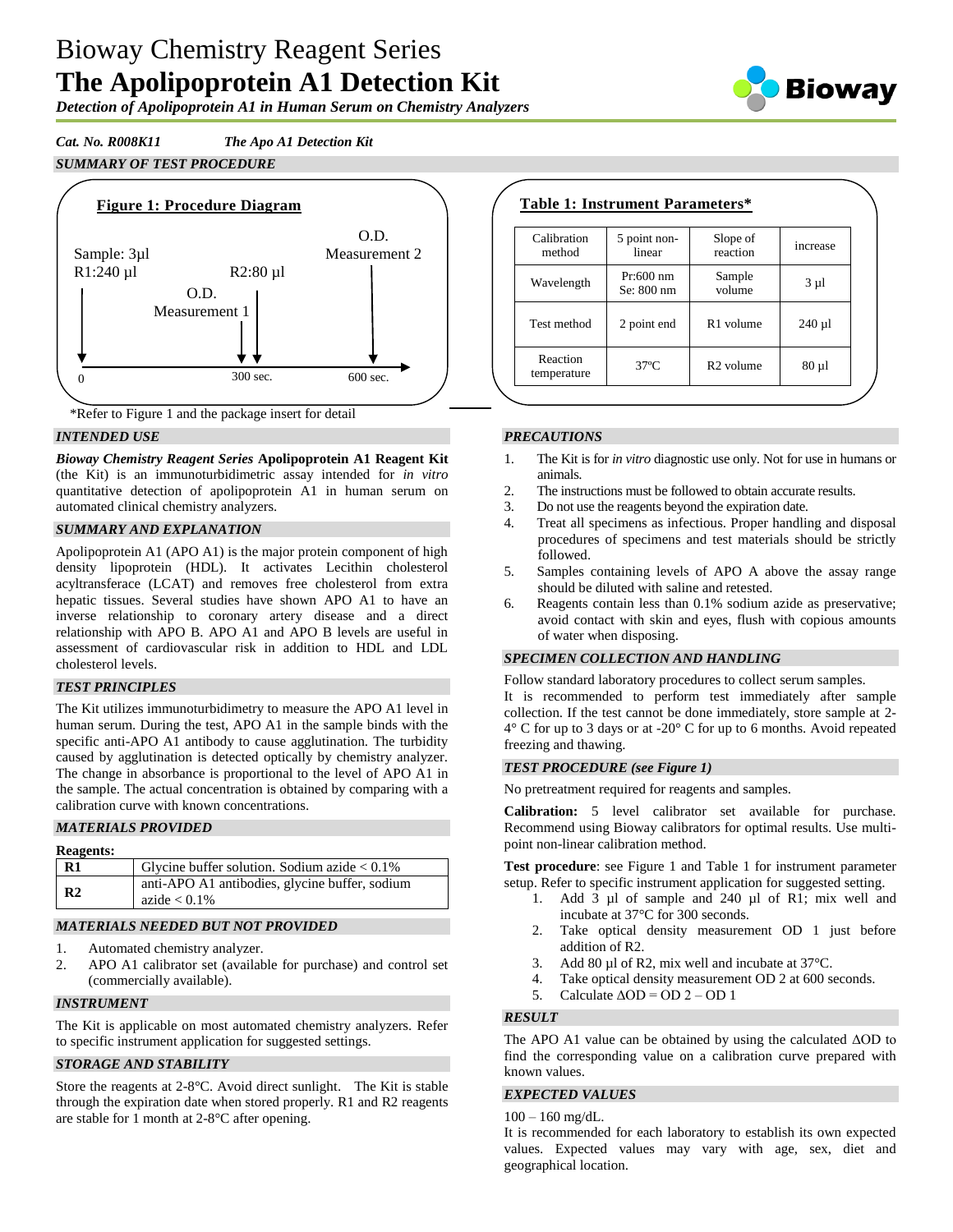# Bioway Chemistry Reagent Series

# The Apolipoprotein A1 Detection Kit

***Detection of Apolipoprotein A1 in Human Serum on Chemistry Analyzers***

*Cat. No. R008K11* *The Apo A1 Detection Kit*

## *SUMMARY OF TEST PROCEDURE*

**Figure 1: Procedure Diagram**

Sample: 3µl
R1:240 µl

O.D. Measurement 1

R2:80 µl

O.D. Measurement 2

0 — 300 sec. — 600 sec.

**Table 1: Instrument Parameters***

| Calibration method | 5 point non-linear | Slope of reaction | increase |
|---|---|---|---|
| Wavelength | Pr:600 nm Se: 800 nm | Sample volume | 3 µl |
| Test method | 2 point end | R1 volume | 240 µl |
| Reaction temperature | 37ºC | R2 volume | 80 µl |

*Refer to Figure 1 and the package insert for detail

## *INTENDED USE*

***Bioway Chemistry Reagent Series*** **Apolipoprotein A1 Reagent Kit** (the Kit) is an immunoturbidimetric assay intended for *in vitro* quantitative detection of apolipoprotein A1 in human serum on automated clinical chemistry analyzers.

## *SUMMARY AND EXPLANATION*

Apolipoprotein A1 (APO A1) is the major protein component of high density lipoprotein (HDL). It activates Lecithin cholesterol acyltransferace (LCAT) and removes free cholesterol from extra hepatic tissues. Several studies have shown APO A1 to have an inverse relationship to coronary artery disease and a direct relationship with APO B. APO A1 and APO B levels are useful in assessment of cardiovascular risk in addition to HDL and LDL cholesterol levels.

## *TEST PRINCIPLES*

The Kit utilizes immunoturbidimetry to measure the APO A1 level in human serum. During the test, APO A1 in the sample binds with the specific anti-APO A1 antibody to cause agglutination. The turbidity caused by agglutination is detected optically by chemistry analyzer. The change in absorbance is proportional to the level of APO A1 in the sample. The actual concentration is obtained by comparing with a calibration curve with known concentrations.

## *MATERIALS PROVIDED*

**Reagents:**

| | |
|---|---|
| **R1** | Glycine buffer solution. Sodium azide < 0.1% |
| **R2** | anti-APO A1 antibodies, glycine buffer, sodium azide < 0.1% |

## *MATERIALS NEEDED BUT NOT PROVIDED*

1. Automated chemistry analyzer.
2. APO A1 calibrator set (available for purchase) and control set (commercially available).

## *INSTRUMENT*

The Kit is applicable on most automated chemistry analyzers. Refer to specific instrument application for suggested settings.

## *STORAGE AND STABILITY*

Store the reagents at 2-8°C. Avoid direct sunlight. The Kit is stable through the expiration date when stored properly. R1 and R2 reagents are stable for 1 month at 2-8°C after opening.

## *PRECAUTIONS*

1. The Kit is for *in vitro* diagnostic use only. Not for use in humans or animals.
2. The instructions must be followed to obtain accurate results.
3. Do not use the reagents beyond the expiration date.
4. Treat all specimens as infectious. Proper handling and disposal procedures of specimens and test materials should be strictly followed.
5. Samples containing levels of APO A above the assay range should be diluted with saline and retested.
6. Reagents contain less than 0.1% sodium azide as preservative; avoid contact with skin and eyes, flush with copious amounts of water when disposing.

## *SPECIMEN COLLECTION AND HANDLING*

Follow standard laboratory procedures to collect serum samples.
It is recommended to perform test immediately after sample collection. If the test cannot be done immediately, store sample at 2-4° C for up to 3 days or at -20° C for up to 6 months. Avoid repeated freezing and thawing.

## *TEST PROCEDURE (see Figure 1)*

No pretreatment required for reagents and samples.

**Calibration:** 5 level calibrator set available for purchase. Recommend using Bioway calibrators for optimal results. Use multi-point non-linear calibration method.

**Test procedure**: see Figure 1 and Table 1 for instrument parameter setup. Refer to specific instrument application for suggested setting.

1. Add 3 µl of sample and 240 µl of R1; mix well and incubate at 37°C for 300 seconds.
2. Take optical density measurement OD 1 just before addition of R2.
3. Add 80 µl of R2, mix well and incubate at 37°C.
4. Take optical density measurement OD 2 at 600 seconds.
5. Calculate $\Delta OD = OD\ 2 - OD\ 1$

## *RESULT*

The APO A1 value can be obtained by using the calculated ΔOD to find the corresponding value on a calibration curve prepared with known values.

## *EXPECTED VALUES*

100 – 160 mg/dL.
It is recommended for each laboratory to establish its own expected values. Expected values may vary with age, sex, diet and geographical location.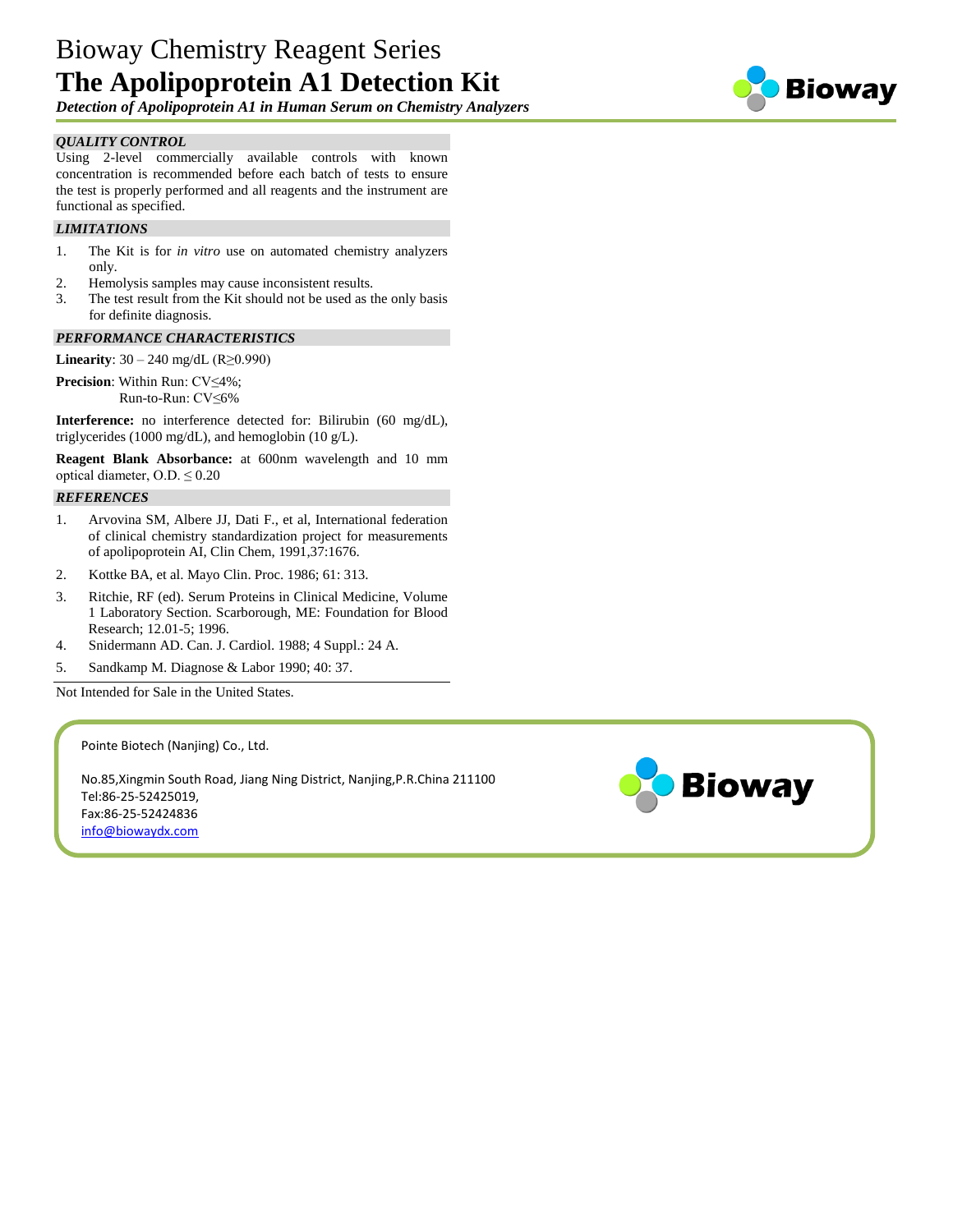## QUALITY CONTROL

Using 2-level commercially available controls with known concentration is recommended before each batch of tests to ensure the test is properly performed and all reagents and the instrument are functional as specified.

## LIMITATIONS

1. The Kit is for *in vitro* use on automated chemistry analyzers only.
2. Hemolysis samples may cause inconsistent results.
3. The test result from the Kit should not be used as the only basis for definite diagnosis.

## PERFORMANCE CHARACTERISTICS

**Linearity**: 30 – 240 mg/dL (R≥0.990)

**Precision**: Within Run: CV≤4%;
Run-to-Run: CV≤6%

**Interference:** no interference detected for: Bilirubin (60 mg/dL), triglycerides (1000 mg/dL), and hemoglobin (10 g/L).

**Reagent Blank Absorbance:** at 600nm wavelength and 10 mm optical diameter, O.D. ≤ 0.20

## REFERENCES

1. Arvovina SM, Albere JJ, Dati F., et al, International federation of clinical chemistry standardization project for measurements of apolipoprotein AI, Clin Chem, 1991,37:1676.
2. Kottke BA, et al. Mayo Clin. Proc. 1986; 61: 313.
3. Ritchie, RF (ed). Serum Proteins in Clinical Medicine, Volume 1 Laboratory Section. Scarborough, ME: Foundation for Blood Research; 12.01-5; 1996.
4. Snidermann AD. Can. J. Cardiol. 1988; 4 Suppl.: 24 A.
5. Sandkamp M. Diagnose & Labor 1990; 40: 37.

Not Intended for Sale in the United States.

Pointe Biotech (Nanjing) Co., Ltd.

No.85,Xingmin South Road, Jiang Ning District, Nanjing,P.R.China 211100
Tel:86-25-52425019,
Fax:86-25-52424836
info@biowaydx.com

Bioway